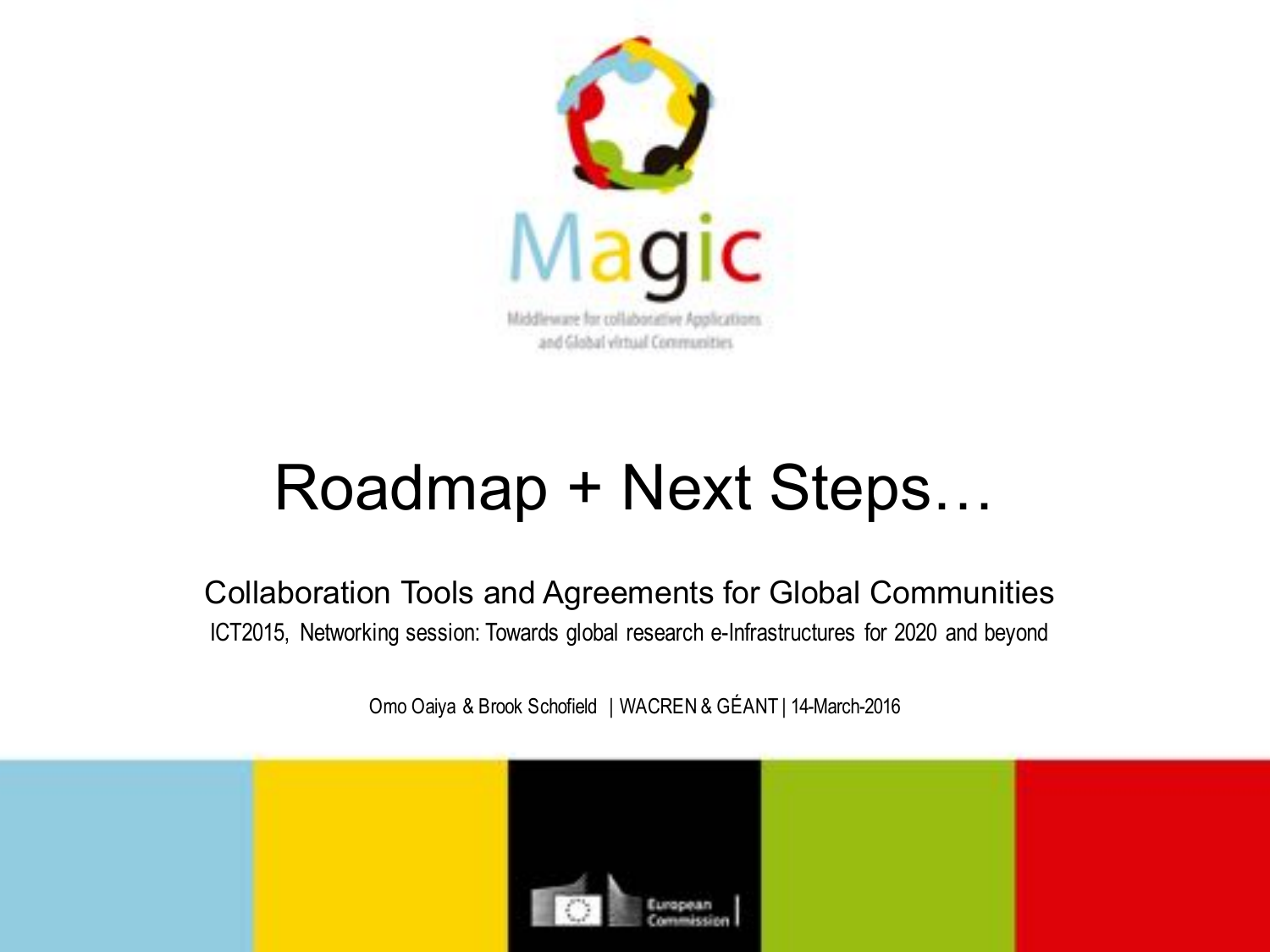Magic

Middleware for collaborative Applications and Global virtual Communities

# Roadmap + Next Steps…

## Collaboration Tools and Agreements for Global Communities

ICT2015, Networking session: Towards global research e-Infrastructures for 2020 and beyond

Omo Oaiya & Brook Schofield | WACREN & GÉANT | 14-March-2016

European Commission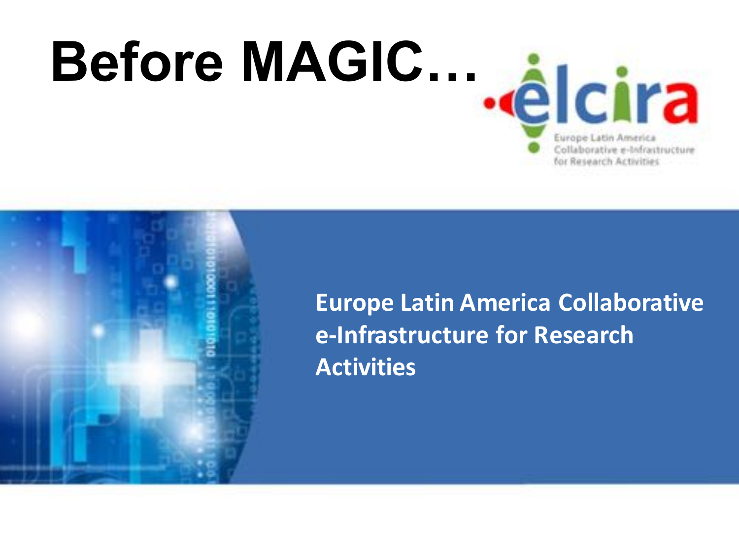# Before MAGIC…

elcira

Europe Latin America Collaborative e-Infrastructure for Research Activities

**Europe Latin America Collaborative e-Infrastructure for Research Activities**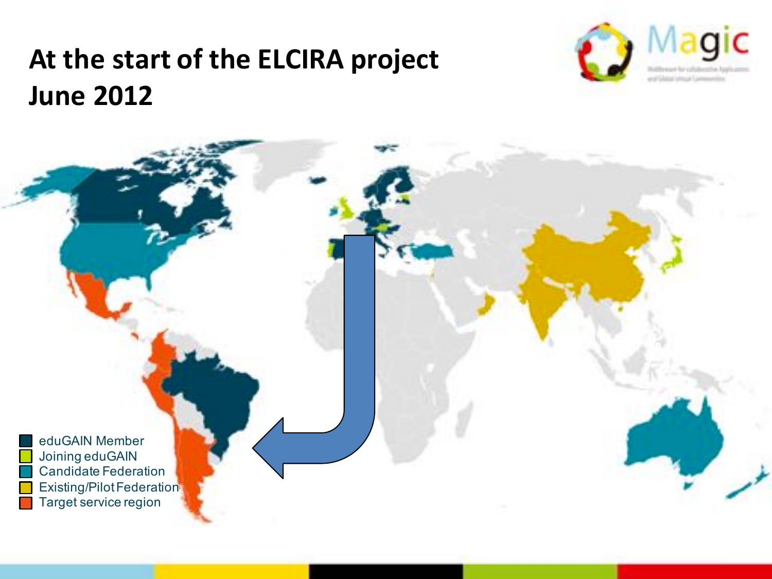# At the start of the ELCIRA project June 2012

- eduGAIN Member
- Joining eduGAIN
- Candidate Federation
- Existing/Pilot Federation
- Target service region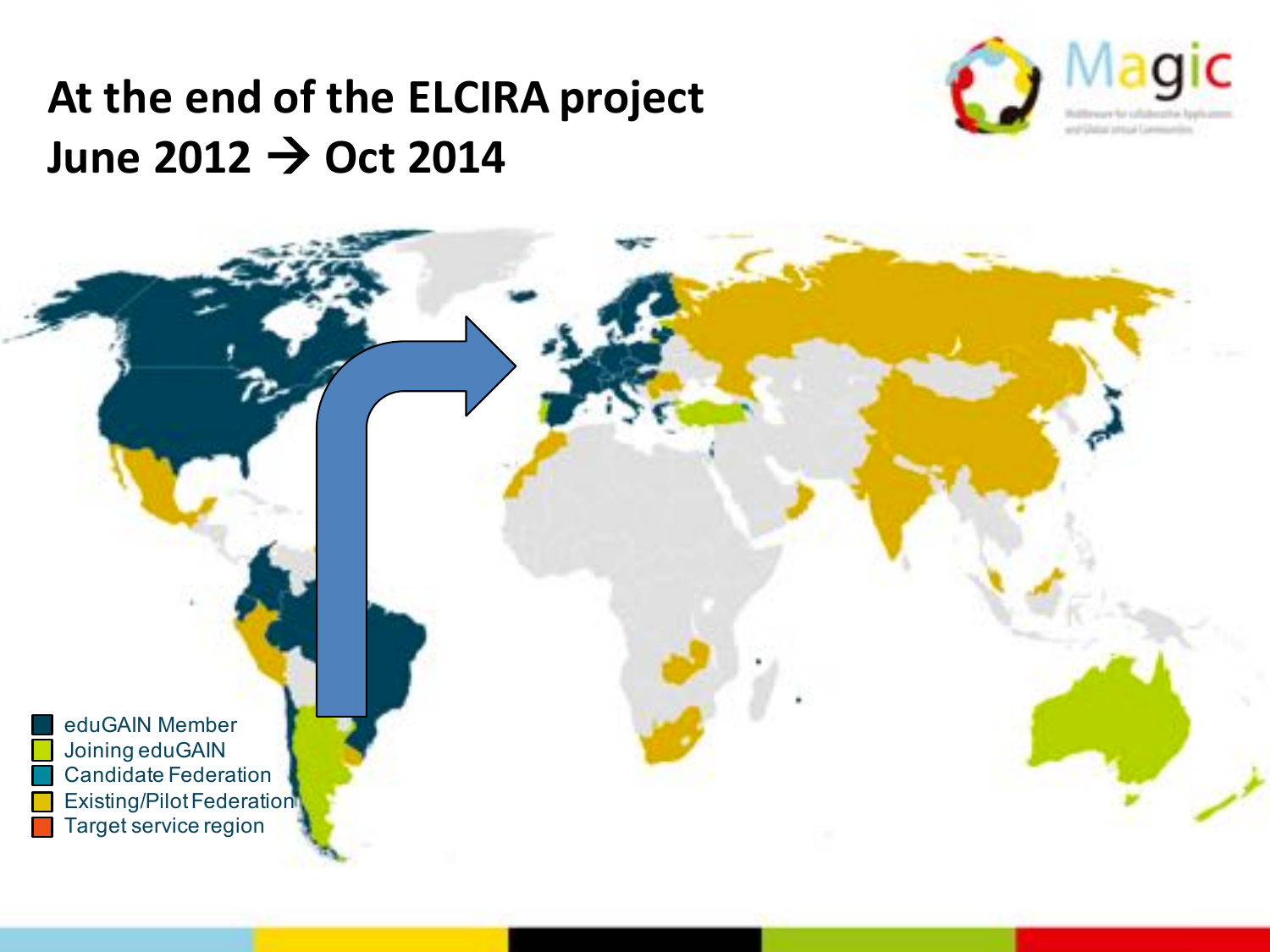# At the end of the ELCIRA project June 2012 → Oct 2014

- eduGAIN Member
- Joining eduGAIN
- Candidate Federation
- Existing/Pilot Federation
- Target service region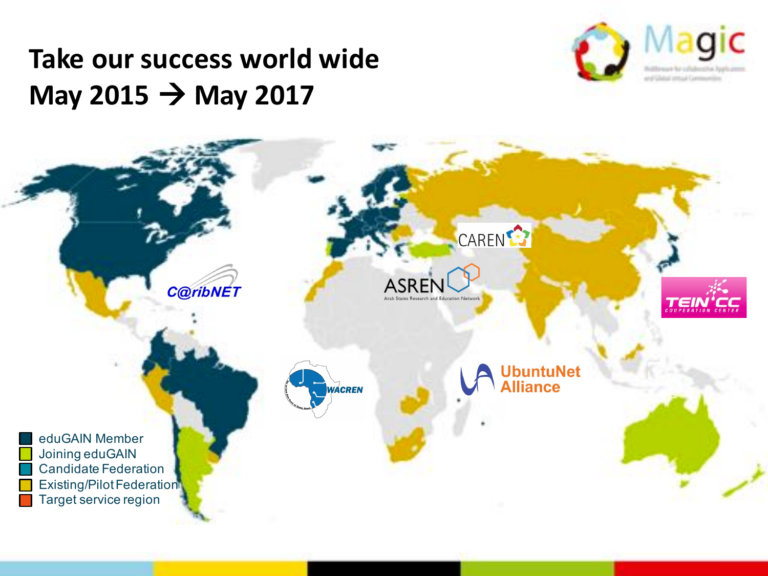# Take our success world wide
# May 2015 → May 2017

Magic

C@ribNET

ASREN
Arab States Research and Education Network

CAREN

TEIN*CC
COOPERATION CENTER

WACREN

UbuntuNet Alliance

- eduGAIN Member
- Joining eduGAIN
- Candidate Federation
- Existing/Pilot Federation
- Target service region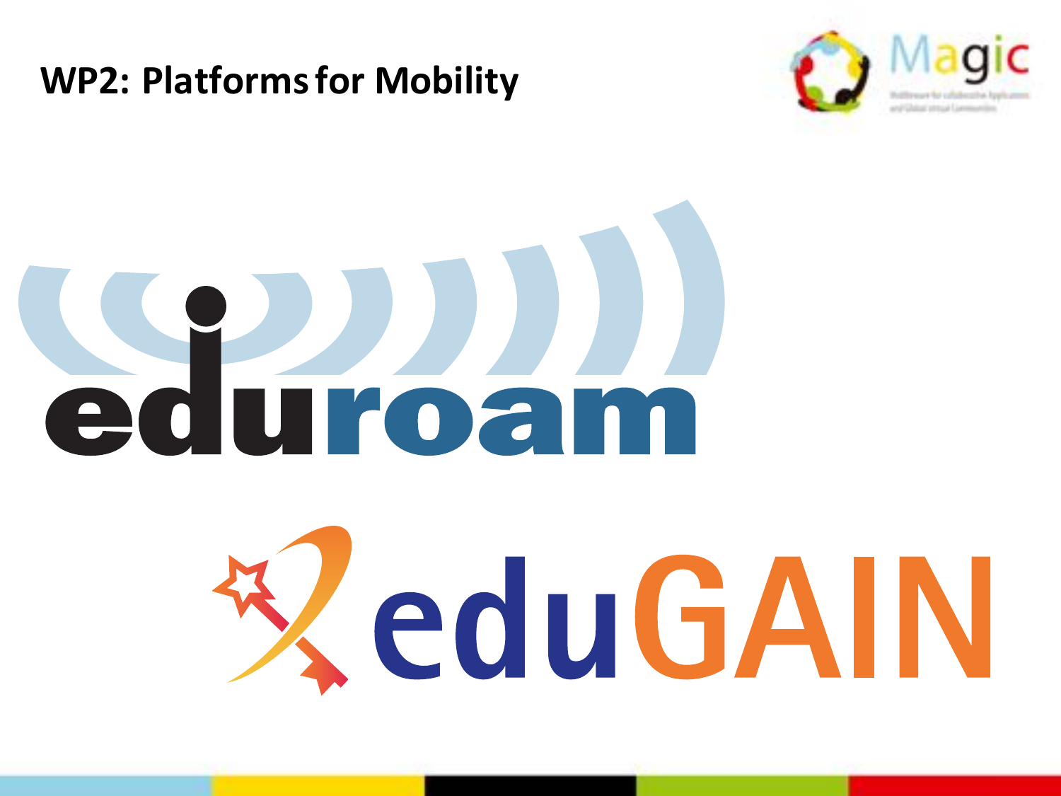## WP2: Platforms for Mobility

eduroam

eduGAIN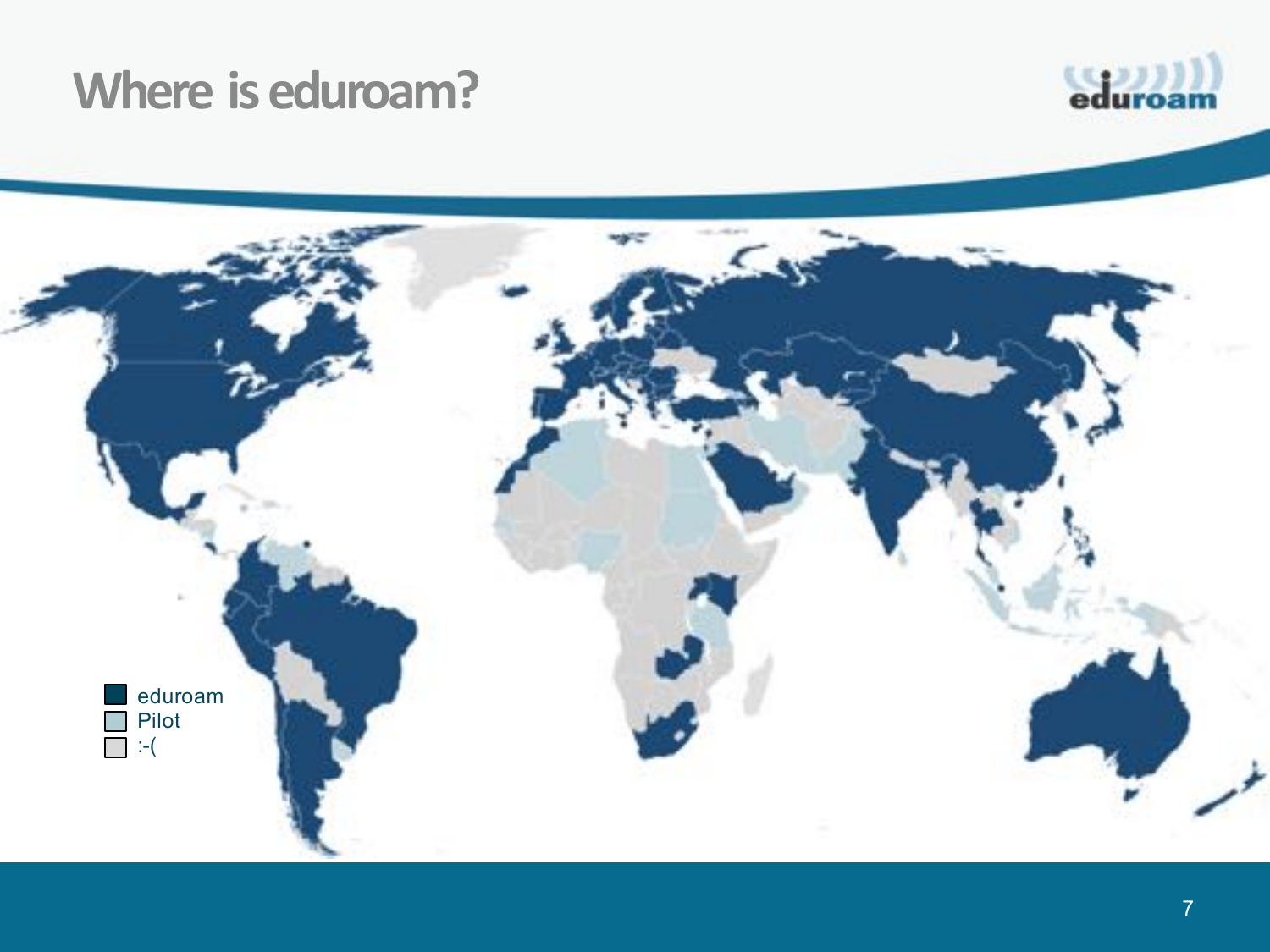# Where is eduroam?

- eduroam
- Pilot
- :-(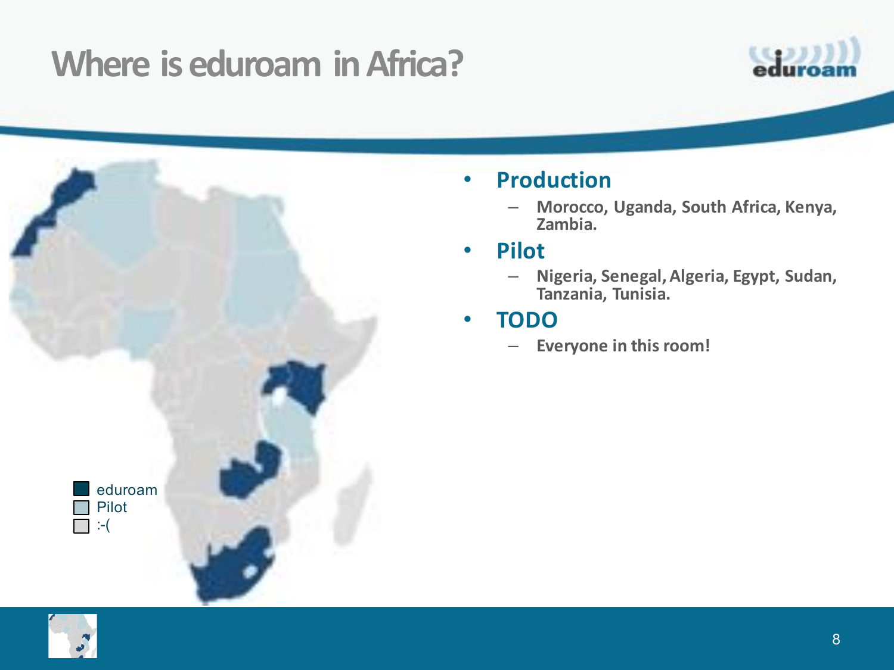# Where is eduroam in Africa?

- **Production**
  - Morocco, Uganda, South Africa, Kenya, Zambia.
- **Pilot**
  - Nigeria, Senegal, Algeria, Egypt, Sudan, Tanzania, Tunisia.
- **TODO**
  - Everyone in this room!

eduroam
Pilot
:-(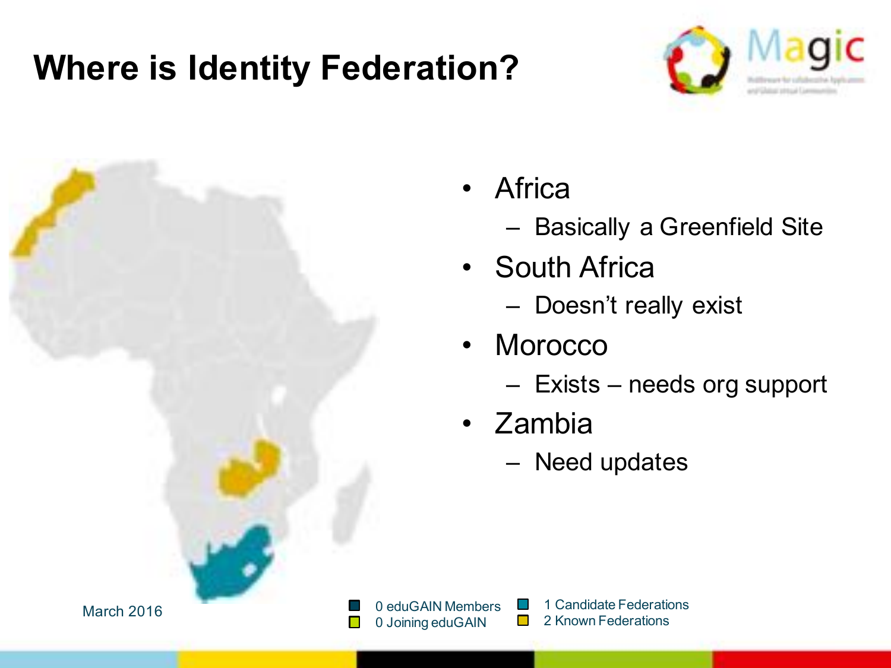# Where is Identity Federation?

- Africa
  - Basically a Greenfield Site
- South Africa
  - Doesn't really exist
- Morocco
  - Exists – needs org support
- Zambia
  - Need updates

March 2016

- 0 eduGAIN Members
- 0 Joining eduGAIN
- 1 Candidate Federations
- 2 Known Federations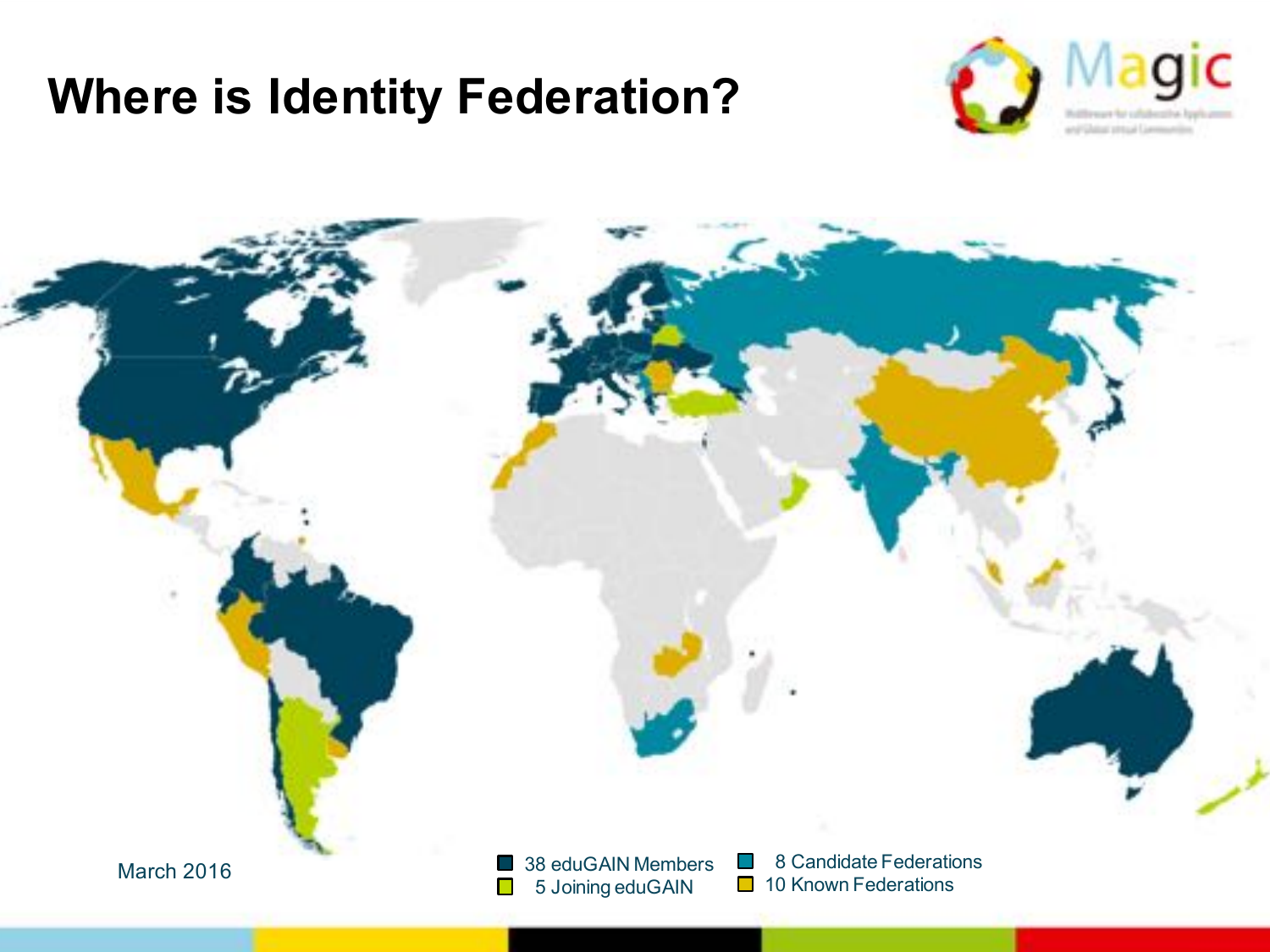# Where is Identity Federation?

March 2016

- 38 eduGAIN Members
- 5 Joining eduGAIN
- 8 Candidate Federations
- 10 Known Federations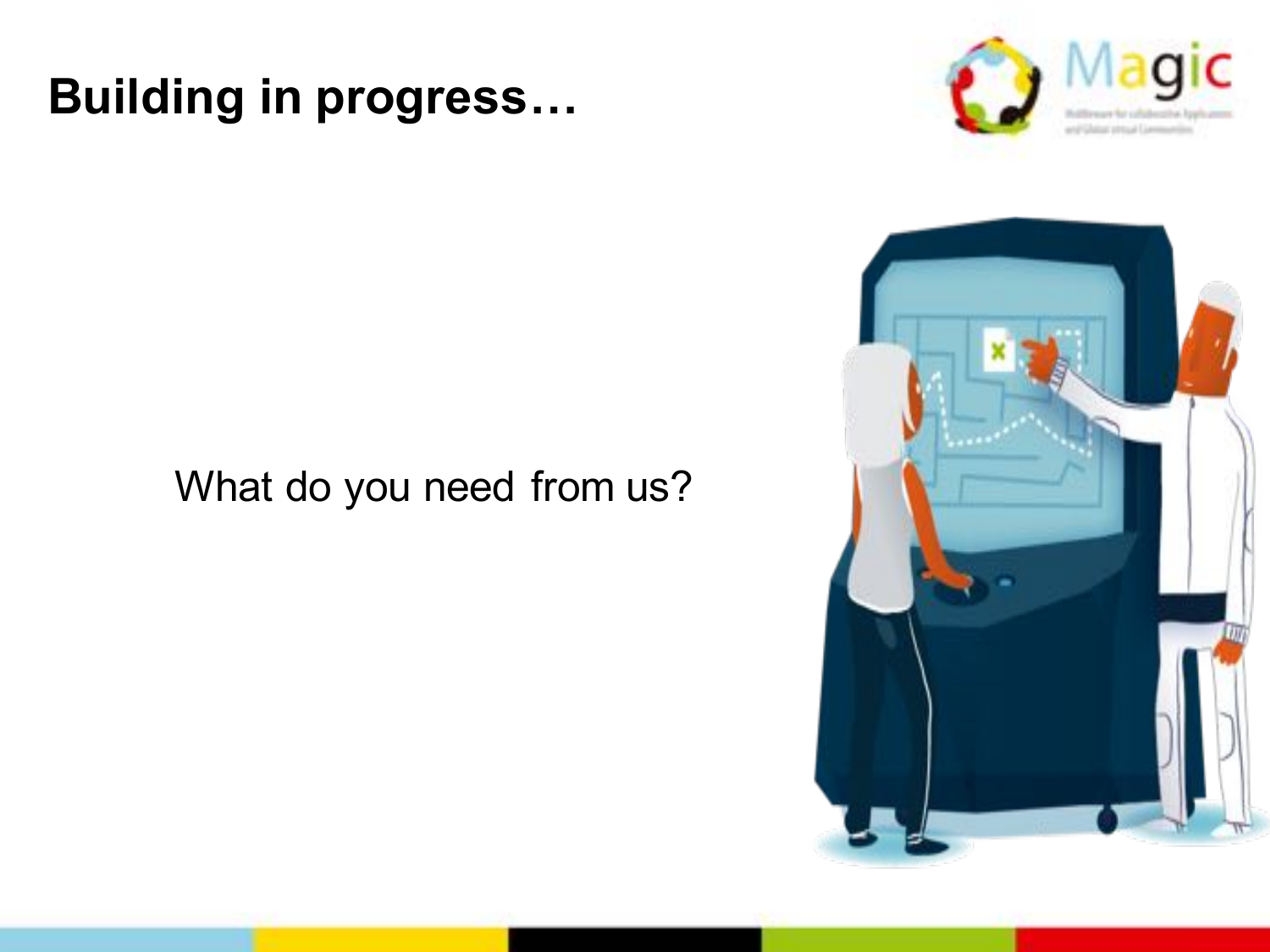# Building in progress…

What do you need from us?